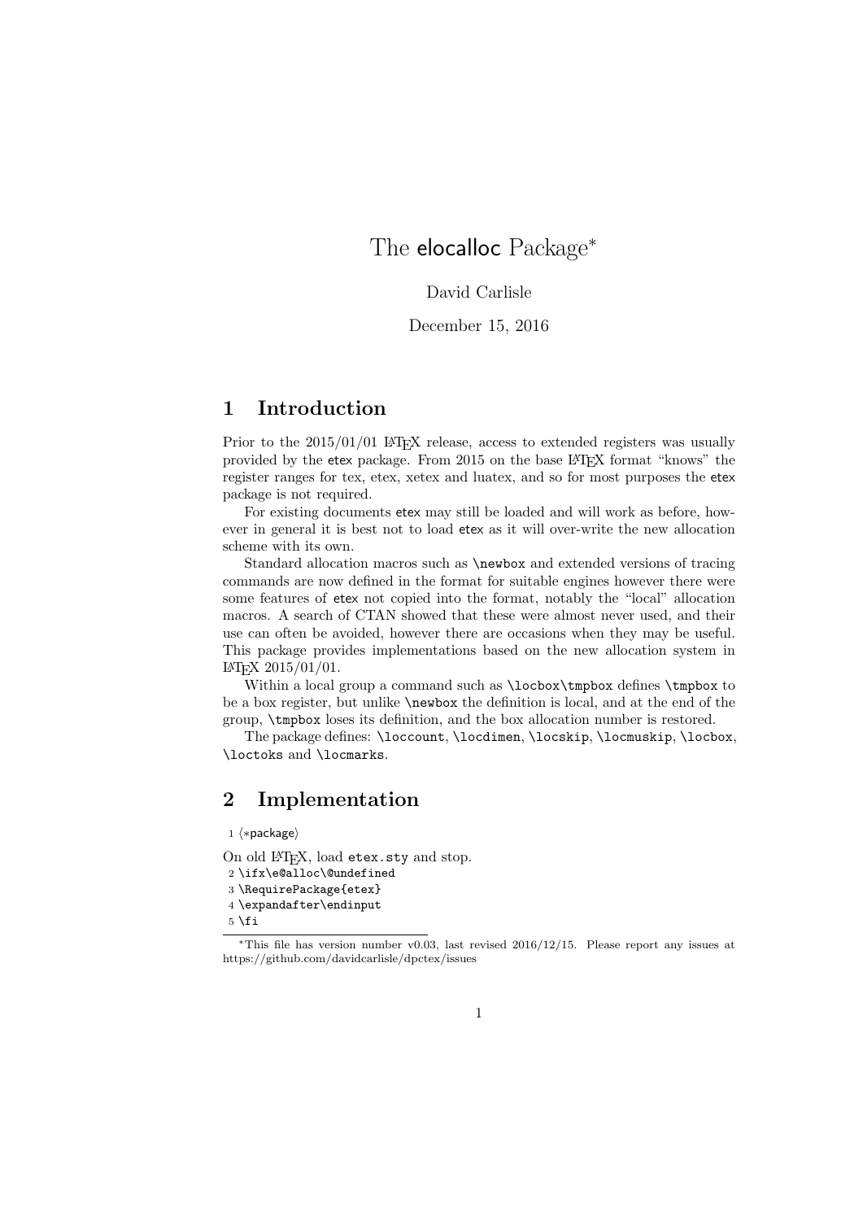# The elocalloc Package*

David Carlisle

December 15, 2016

## 1 Introduction

Prior to the 2015/01/01 LaTeX release, access to extended registers was usually provided by the etex package. From 2015 on the base LaTeX format "knows" the register ranges for tex, etex, xetex and luatex, and so for most purposes the etex package is not required.

For existing documents etex may still be loaded and will work as before, however in general it is best not to load etex as it will over-write the new allocation scheme with its own.

Standard allocation macros such as `\newbox` and extended versions of tracing commands are now defined in the format for suitable engines however there were some features of etex not copied into the format, notably the "local" allocation macros. A search of CTAN showed that these were almost never used, and their use can often be avoided, however there are occasions when they may be useful. This package provides implementations based on the new allocation system in LaTeX 2015/01/01.

Within a local group a command such as `\locbox\tmpbox` defines `\tmpbox` to be a box register, but unlike `\newbox` the definition is local, and at the end of the group, `\tmpbox` loses its definition, and the box allocation number is restored.

The package defines: `\loccount`, `\locdimen`, `\locskip`, `\locmuskip`, `\locbox`, `\loctoks` and `\locmarks`.

## 2 Implementation

```
1 ⟨*package⟩
```

On old LaTeX, load `etex.sty` and stop.

```
2 \ifx\e@alloc\@undefined
3 \RequirePackage{etex}
4 \expandafter\endinput
5 \fi
```

*This file has version number v0.03, last revised 2016/12/15. Please report any issues at https://github.com/davidcarlisle/dpctex/issues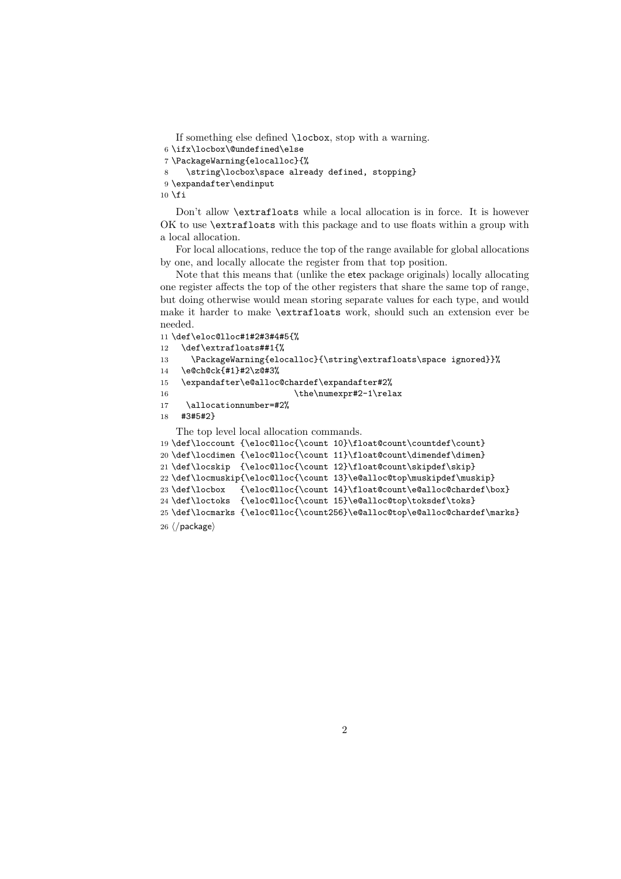If something else defined `\locbox`, stop with a warning.

```
6 \ifx\locbox\@undefined\else
7 \PackageWarning{elocalloc}{%
8    \string\locbox\space already defined, stopping}
9 \expandafter\endinput
10 \fi
```

Don't allow `\extrafloats` while a local allocation is in force. It is however OK to use `\extrafloats` with this package and to use floats within a group with a local allocation.

For local allocations, reduce the top of the range available for global allocations by one, and locally allocate the register from that top position.

Note that this means that (unlike the etex package originals) locally allocating one register affects the top of the other registers that share the same top of range, but doing otherwise would mean storing separate values for each type, and would make it harder to make `\extrafloats` work, should such an extension ever be needed.

```
11 \def\eloc@lloc#1#2#3#4#5{%
12   \def\extrafloats##1{%
13     \PackageWarning{elocalloc}{\string\extrafloats\space ignored}}%
14   \e@ch@ck{#1}#2\z@#3%
15   \expandafter\e@alloc@chardef\expandafter#2%
16                          \the\numexpr#2-1\relax
17    \allocationnumber=#2%
18   #3#5#2}
```

The top level local allocation commands.

```
19 \def\loccount {\eloc@lloc{\count 10}\float@count\countdef\count}
20 \def\locdimen {\eloc@lloc{\count 11}\float@count\dimendef\dimen}
21 \def\locskip  {\eloc@lloc{\count 12}\float@count\skipdef\skip}
22 \def\locmuskip{\eloc@lloc{\count 13}\e@alloc@top\muskipdef\muskip}
23 \def\locbox   {\eloc@lloc{\count 14}\float@count\e@alloc@chardef\box}
24 \def\loctoks  {\eloc@lloc{\count 15}\e@alloc@top\toksdef\toks}
25 \def\locmarks {\eloc@lloc{\count256}\e@alloc@top\e@alloc@chardef\marks}
26 ⟨/package⟩
```